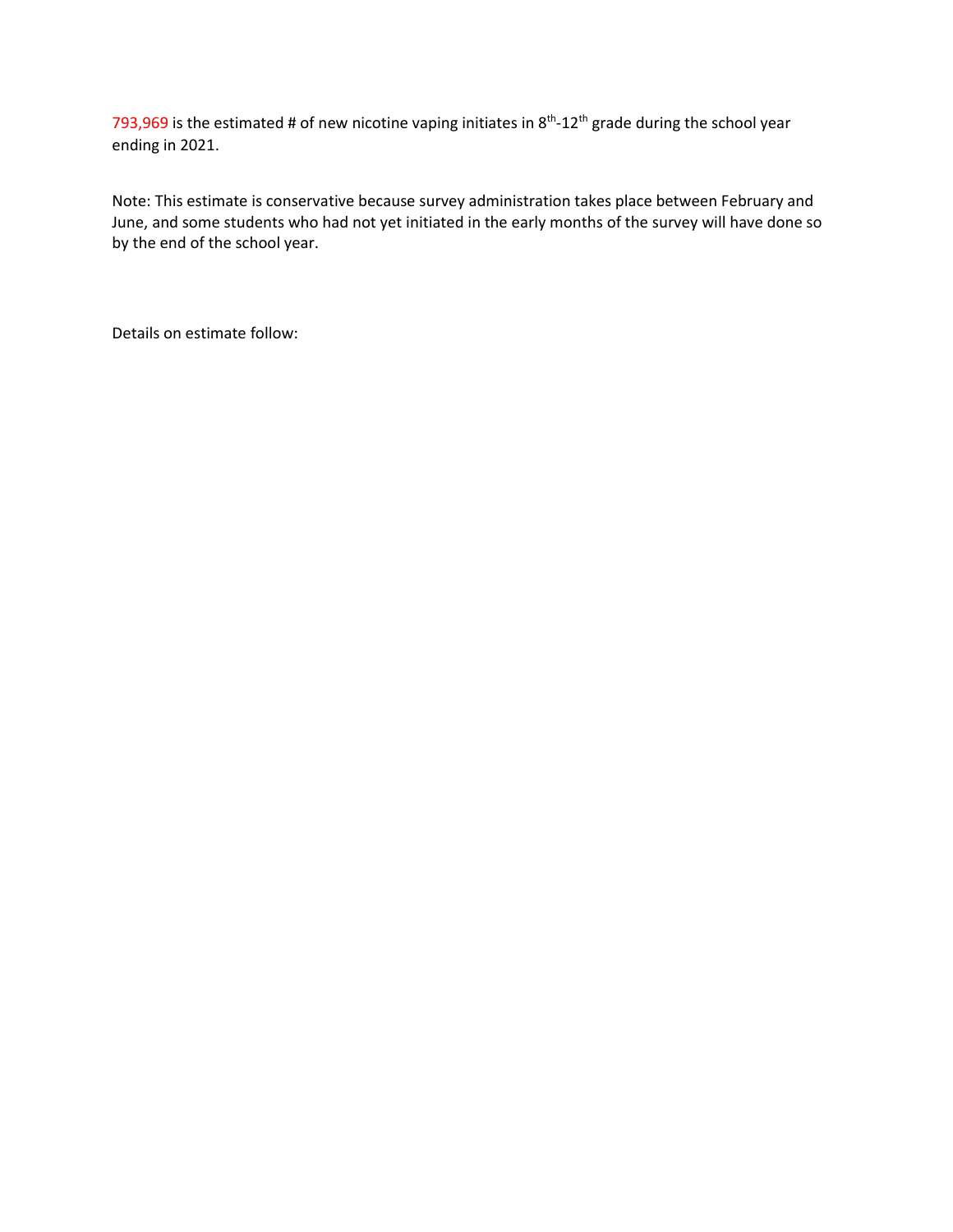793,969 is the estimated # of new nicotine vaping initiates in 8th-12th grade during the school year ending in 2021.

Note: This estimate is conservative because survey administration takes place between February and June, and some students who had not yet initiated in the early months of the survey will have done so by the end of the school year.

Details on estimate follow: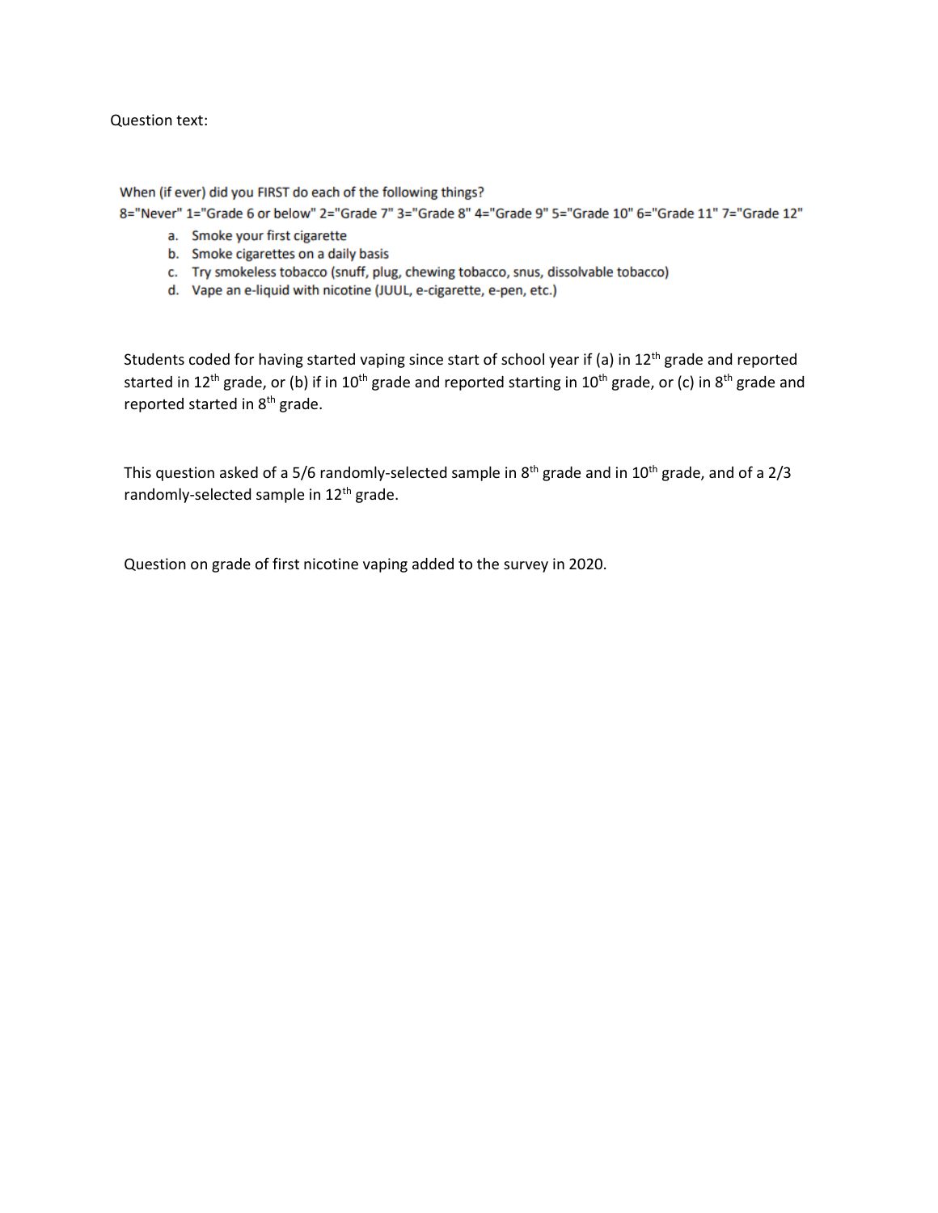Question text:

When (if ever) did you FIRST do each of the following things?

8="Never" 1="Grade 6 or below" 2="Grade 7" 3="Grade 8" 4="Grade 9" 5="Grade 10" 6="Grade 11" 7="Grade 12"

a. Smoke your first cigarette
b. Smoke cigarettes on a daily basis
c. Try smokeless tobacco (snuff, plug, chewing tobacco, snus, dissolvable tobacco)
d. Vape an e-liquid with nicotine (JUUL, e-cigarette, e-pen, etc.)

Students coded for having started vaping since start of school year if (a) in 12th grade and reported started in 12th grade, or (b) if in 10th grade and reported starting in 10th grade, or (c) in 8th grade and reported started in 8th grade.

This question asked of a 5/6 randomly-selected sample in 8th grade and in 10th grade, and of a 2/3 randomly-selected sample in 12th grade.

Question on grade of first nicotine vaping added to the survey in 2020.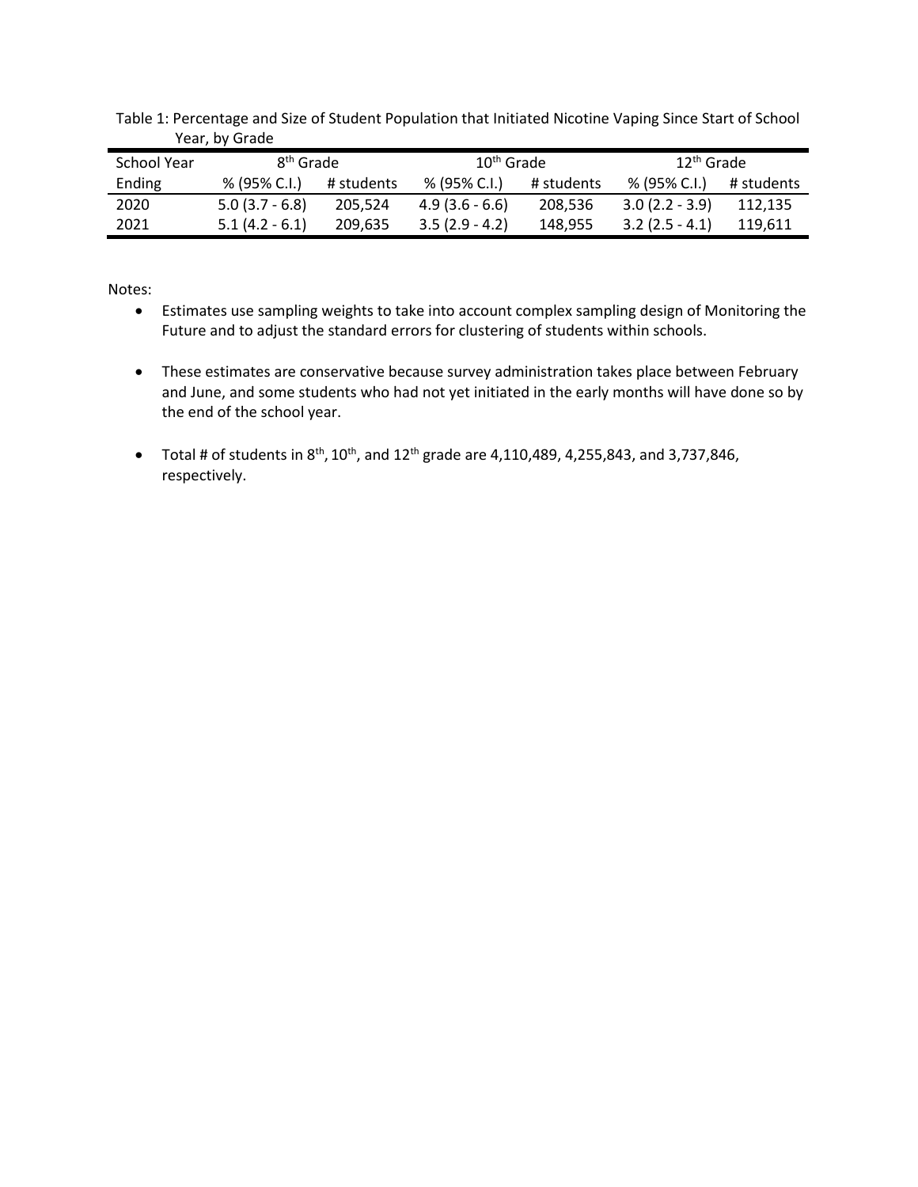Table 1: Percentage and Size of Student Population that Initiated Nicotine Vaping Since Start of School Year, by Grade

| School Year | 8th Grade | | 10th Grade | | 12th Grade | |
|---|---|---|---|---|---|---|
| Ending | % (95% C.I.) | # students | % (95% C.I.) | # students | % (95% C.I.) | # students |
| 2020 | 5.0 (3.7 - 6.8) | 205,524 | 4.9 (3.6 - 6.6) | 208,536 | 3.0 (2.2 - 3.9) | 112,135 |
| 2021 | 5.1 (4.2 - 6.1) | 209,635 | 3.5 (2.9 - 4.2) | 148,955 | 3.2 (2.5 - 4.1) | 119,611 |

Notes:

- Estimates use sampling weights to take into account complex sampling design of Monitoring the Future and to adjust the standard errors for clustering of students within schools.
- These estimates are conservative because survey administration takes place between February and June, and some students who had not yet initiated in the early months will have done so by the end of the school year.
- Total # of students in 8th, 10th, and 12th grade are 4,110,489, 4,255,843, and 3,737,846, respectively.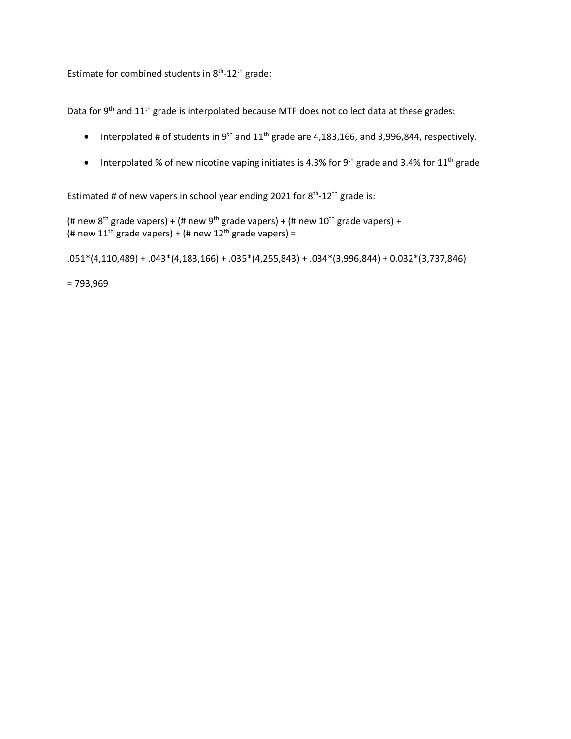Estimate for combined students in 8th-12th grade:

Data for 9th and 11th grade is interpolated because MTF does not collect data at these grades:

- Interpolated # of students in 9th and 11th grade are 4,183,166, and 3,996,844, respectively.
- Interpolated % of new nicotine vaping initiates is 4.3% for 9th grade and 3.4% for 11th grade

Estimated # of new vapers in school year ending 2021 for 8th-12th grade is:

(# new 8th grade vapers) + (# new 9th grade vapers) + (# new 10th grade vapers) + (# new 11th grade vapers) + (# new 12th grade vapers) =

.051*(4,110,489) + .043*(4,183,166) + .035*(4,255,843) + .034*(3,996,844) + 0.032*(3,737,846)

= 793,969